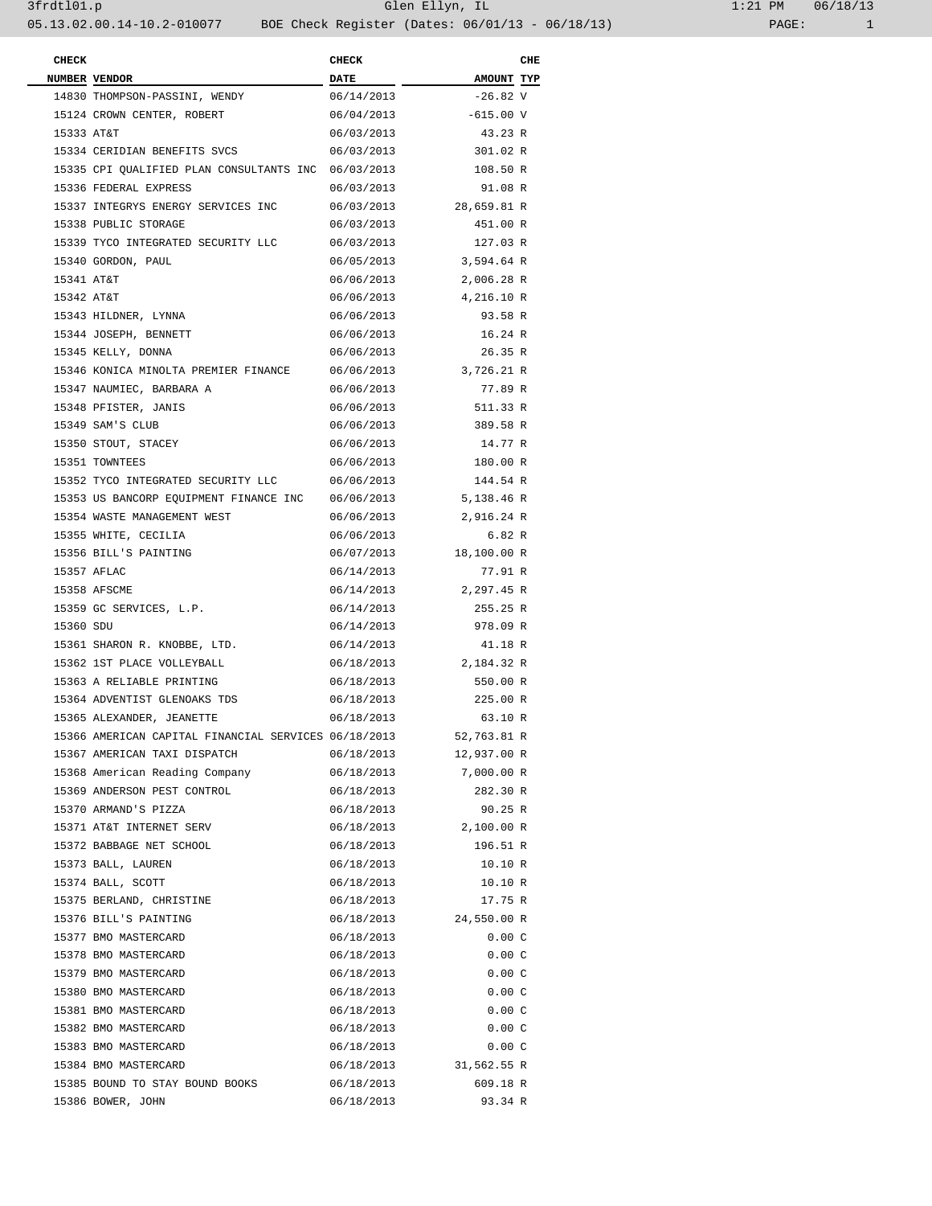| CHECK NUMBER | VENDOR | CHECK DATE | AMOUNT | CHE TYP |
|---|---|---|---|---|
| 14830 | THOMPSON-PASSINI, WENDY | 06/14/2013 | -26.82 | V |
| 15124 | CROWN CENTER, ROBERT | 06/04/2013 | -615.00 | V |
| 15333 | AT&T | 06/03/2013 | 43.23 | R |
| 15334 | CERIDIAN BENEFITS SVCS | 06/03/2013 | 301.02 | R |
| 15335 | CPI QUALIFIED PLAN CONSULTANTS INC | 06/03/2013 | 108.50 | R |
| 15336 | FEDERAL EXPRESS | 06/03/2013 | 91.08 | R |
| 15337 | INTEGRYS ENERGY SERVICES INC | 06/03/2013 | 28,659.81 | R |
| 15338 | PUBLIC STORAGE | 06/03/2013 | 451.00 | R |
| 15339 | TYCO INTEGRATED SECURITY LLC | 06/03/2013 | 127.03 | R |
| 15340 | GORDON, PAUL | 06/05/2013 | 3,594.64 | R |
| 15341 | AT&T | 06/06/2013 | 2,006.28 | R |
| 15342 | AT&T | 06/06/2013 | 4,216.10 | R |
| 15343 | HILDNER, LYNNA | 06/06/2013 | 93.58 | R |
| 15344 | JOSEPH, BENNETT | 06/06/2013 | 16.24 | R |
| 15345 | KELLY, DONNA | 06/06/2013 | 26.35 | R |
| 15346 | KONICA MINOLTA PREMIER FINANCE | 06/06/2013 | 3,726.21 | R |
| 15347 | NAUMIEC, BARBARA A | 06/06/2013 | 77.89 | R |
| 15348 | PFISTER, JANIS | 06/06/2013 | 511.33 | R |
| 15349 | SAM'S CLUB | 06/06/2013 | 389.58 | R |
| 15350 | STOUT, STACEY | 06/06/2013 | 14.77 | R |
| 15351 | TOWNTEES | 06/06/2013 | 180.00 | R |
| 15352 | TYCO INTEGRATED SECURITY LLC | 06/06/2013 | 144.54 | R |
| 15353 | US BANCORP EQUIPMENT FINANCE INC | 06/06/2013 | 5,138.46 | R |
| 15354 | WASTE MANAGEMENT WEST | 06/06/2013 | 2,916.24 | R |
| 15355 | WHITE, CECILIA | 06/06/2013 | 6.82 | R |
| 15356 | BILL'S PAINTING | 06/07/2013 | 18,100.00 | R |
| 15357 | AFLAC | 06/14/2013 | 77.91 | R |
| 15358 | AFSCME | 06/14/2013 | 2,297.45 | R |
| 15359 | GC SERVICES, L.P. | 06/14/2013 | 255.25 | R |
| 15360 | SDU | 06/14/2013 | 978.09 | R |
| 15361 | SHARON R. KNOBBE, LTD. | 06/14/2013 | 41.18 | R |
| 15362 | 1ST PLACE VOLLEYBALL | 06/18/2013 | 2,184.32 | R |
| 15363 | A RELIABLE PRINTING | 06/18/2013 | 550.00 | R |
| 15364 | ADVENTIST GLENOAKS TDS | 06/18/2013 | 225.00 | R |
| 15365 | ALEXANDER, JEANETTE | 06/18/2013 | 63.10 | R |
| 15366 | AMERICAN CAPITAL FINANCIAL SERVICES | 06/18/2013 | 52,763.81 | R |
| 15367 | AMERICAN TAXI DISPATCH | 06/18/2013 | 12,937.00 | R |
| 15368 | American Reading Company | 06/18/2013 | 7,000.00 | R |
| 15369 | ANDERSON PEST CONTROL | 06/18/2013 | 282.30 | R |
| 15370 | ARMAND'S PIZZA | 06/18/2013 | 90.25 | R |
| 15371 | AT&T INTERNET SERV | 06/18/2013 | 2,100.00 | R |
| 15372 | BABBAGE NET SCHOOL | 06/18/2013 | 196.51 | R |
| 15373 | BALL, LAUREN | 06/18/2013 | 10.10 | R |
| 15374 | BALL, SCOTT | 06/18/2013 | 10.10 | R |
| 15375 | BERLAND, CHRISTINE | 06/18/2013 | 17.75 | R |
| 15376 | BILL'S PAINTING | 06/18/2013 | 24,550.00 | R |
| 15377 | BMO MASTERCARD | 06/18/2013 | 0.00 | C |
| 15378 | BMO MASTERCARD | 06/18/2013 | 0.00 | C |
| 15379 | BMO MASTERCARD | 06/18/2013 | 0.00 | C |
| 15380 | BMO MASTERCARD | 06/18/2013 | 0.00 | C |
| 15381 | BMO MASTERCARD | 06/18/2013 | 0.00 | C |
| 15382 | BMO MASTERCARD | 06/18/2013 | 0.00 | C |
| 15383 | BMO MASTERCARD | 06/18/2013 | 0.00 | C |
| 15384 | BMO MASTERCARD | 06/18/2013 | 31,562.55 | R |
| 15385 | BOUND TO STAY BOUND BOOKS | 06/18/2013 | 609.18 | R |
| 15386 | BOWER, JOHN | 06/18/2013 | 93.34 | R |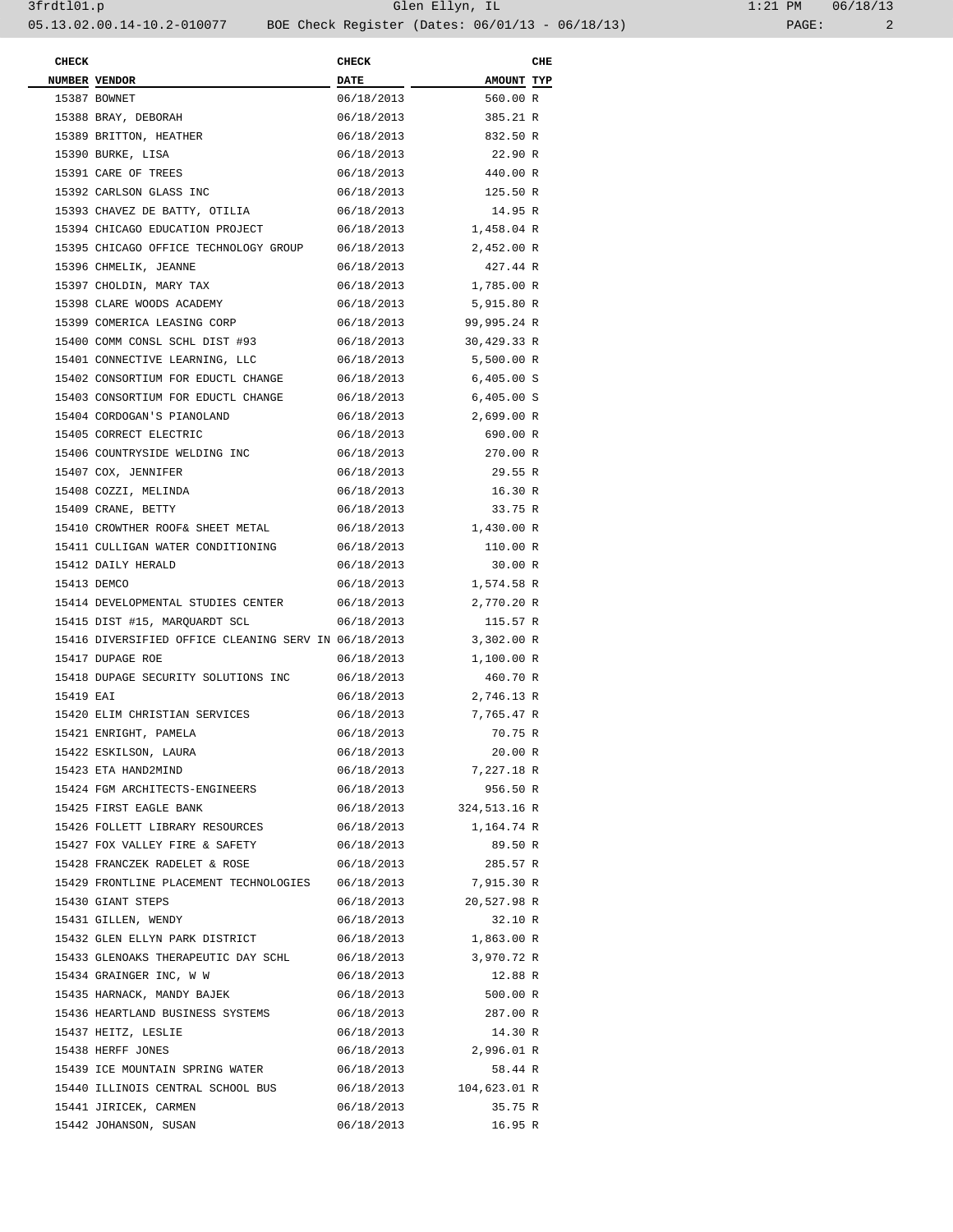| CHECK NUMBER | VENDOR | CHECK DATE | AMOUNT | CHE TYP |
|---|---|---|---|---|
| 15387 | BOWNET | 06/18/2013 | 560.00 | R |
| 15388 | BRAY, DEBORAH | 06/18/2013 | 385.21 | R |
| 15389 | BRITTON, HEATHER | 06/18/2013 | 832.50 | R |
| 15390 | BURKE, LISA | 06/18/2013 | 22.90 | R |
| 15391 | CARE OF TREES | 06/18/2013 | 440.00 | R |
| 15392 | CARLSON GLASS INC | 06/18/2013 | 125.50 | R |
| 15393 | CHAVEZ DE BATTY, OTILIA | 06/18/2013 | 14.95 | R |
| 15394 | CHICAGO EDUCATION PROJECT | 06/18/2013 | 1,458.04 | R |
| 15395 | CHICAGO OFFICE TECHNOLOGY GROUP | 06/18/2013 | 2,452.00 | R |
| 15396 | CHMELIK, JEANNE | 06/18/2013 | 427.44 | R |
| 15397 | CHOLDIN, MARY TAX | 06/18/2013 | 1,785.00 | R |
| 15398 | CLARE WOODS ACADEMY | 06/18/2013 | 5,915.80 | R |
| 15399 | COMERICA LEASING CORP | 06/18/2013 | 99,995.24 | R |
| 15400 | COMM CONSL SCHL DIST #93 | 06/18/2013 | 30,429.33 | R |
| 15401 | CONNECTIVE LEARNING, LLC | 06/18/2013 | 5,500.00 | R |
| 15402 | CONSORTIUM FOR EDUCTL CHANGE | 06/18/2013 | 6,405.00 | S |
| 15403 | CONSORTIUM FOR EDUCTL CHANGE | 06/18/2013 | 6,405.00 | S |
| 15404 | CORDOGAN'S PIANOLAND | 06/18/2013 | 2,699.00 | R |
| 15405 | CORRECT ELECTRIC | 06/18/2013 | 690.00 | R |
| 15406 | COUNTRYSIDE WELDING INC | 06/18/2013 | 270.00 | R |
| 15407 | COX, JENNIFER | 06/18/2013 | 29.55 | R |
| 15408 | COZZI, MELINDA | 06/18/2013 | 16.30 | R |
| 15409 | CRANE, BETTY | 06/18/2013 | 33.75 | R |
| 15410 | CROWTHER ROOF& SHEET METAL | 06/18/2013 | 1,430.00 | R |
| 15411 | CULLIGAN WATER CONDITIONING | 06/18/2013 | 110.00 | R |
| 15412 | DAILY HERALD | 06/18/2013 | 30.00 | R |
| 15413 | DEMCO | 06/18/2013 | 1,574.58 | R |
| 15414 | DEVELOPMENTAL STUDIES CENTER | 06/18/2013 | 2,770.20 | R |
| 15415 | DIST #15, MARQUARDT SCL | 06/18/2013 | 115.57 | R |
| 15416 | DIVERSIFIED OFFICE CLEANING SERV IN | 06/18/2013 | 3,302.00 | R |
| 15417 | DUPAGE ROE | 06/18/2013 | 1,100.00 | R |
| 15418 | DUPAGE SECURITY SOLUTIONS INC | 06/18/2013 | 460.70 | R |
| 15419 | EAI | 06/18/2013 | 2,746.13 | R |
| 15420 | ELIM CHRISTIAN SERVICES | 06/18/2013 | 7,765.47 | R |
| 15421 | ENRIGHT, PAMELA | 06/18/2013 | 70.75 | R |
| 15422 | ESKILSON, LAURA | 06/18/2013 | 20.00 | R |
| 15423 | ETA HAND2MIND | 06/18/2013 | 7,227.18 | R |
| 15424 | FGM ARCHITECTS-ENGINEERS | 06/18/2013 | 956.50 | R |
| 15425 | FIRST EAGLE BANK | 06/18/2013 | 324,513.16 | R |
| 15426 | FOLLETT LIBRARY RESOURCES | 06/18/2013 | 1,164.74 | R |
| 15427 | FOX VALLEY FIRE & SAFETY | 06/18/2013 | 89.50 | R |
| 15428 | FRANCZEK RADELET & ROSE | 06/18/2013 | 285.57 | R |
| 15429 | FRONTLINE PLACEMENT TECHNOLOGIES | 06/18/2013 | 7,915.30 | R |
| 15430 | GIANT STEPS | 06/18/2013 | 20,527.98 | R |
| 15431 | GILLEN, WENDY | 06/18/2013 | 32.10 | R |
| 15432 | GLEN ELLYN PARK DISTRICT | 06/18/2013 | 1,863.00 | R |
| 15433 | GLENOAKS THERAPEUTIC DAY SCHL | 06/18/2013 | 3,970.72 | R |
| 15434 | GRAINGER INC, W W | 06/18/2013 | 12.88 | R |
| 15435 | HARNACK, MANDY BAJEK | 06/18/2013 | 500.00 | R |
| 15436 | HEARTLAND BUSINESS SYSTEMS | 06/18/2013 | 287.00 | R |
| 15437 | HEITZ, LESLIE | 06/18/2013 | 14.30 | R |
| 15438 | HERFF JONES | 06/18/2013 | 2,996.01 | R |
| 15439 | ICE MOUNTAIN SPRING WATER | 06/18/2013 | 58.44 | R |
| 15440 | ILLINOIS CENTRAL SCHOOL BUS | 06/18/2013 | 104,623.01 | R |
| 15441 | JIRICEK, CARMEN | 06/18/2013 | 35.75 | R |
| 15442 | JOHANSON, SUSAN | 06/18/2013 | 16.95 | R |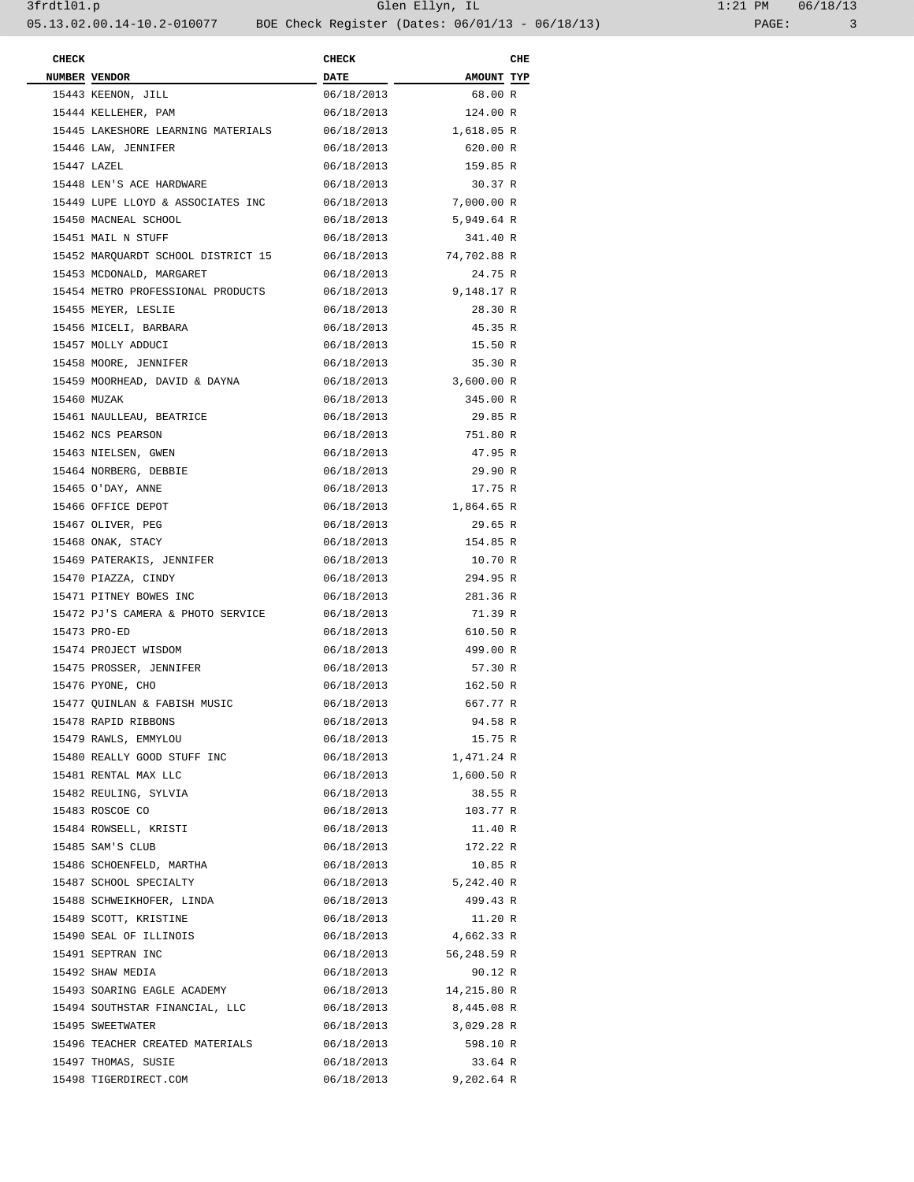| CHECK NUMBER | VENDOR | CHECK DATE | AMOUNT | CHE TYP |
|---|---|---|---|---|
| 15443 | KEENON, JILL | 06/18/2013 | 68.00 | R |
| 15444 | KELLEHER, PAM | 06/18/2013 | 124.00 | R |
| 15445 | LAKESHORE LEARNING MATERIALS | 06/18/2013 | 1,618.05 | R |
| 15446 | LAW, JENNIFER | 06/18/2013 | 620.00 | R |
| 15447 | LAZEL | 06/18/2013 | 159.85 | R |
| 15448 | LEN'S ACE HARDWARE | 06/18/2013 | 30.37 | R |
| 15449 | LUPE LLOYD & ASSOCIATES INC | 06/18/2013 | 7,000.00 | R |
| 15450 | MACNEAL SCHOOL | 06/18/2013 | 5,949.64 | R |
| 15451 | MAIL N STUFF | 06/18/2013 | 341.40 | R |
| 15452 | MARQUARDT SCHOOL DISTRICT 15 | 06/18/2013 | 74,702.88 | R |
| 15453 | MCDONALD, MARGARET | 06/18/2013 | 24.75 | R |
| 15454 | METRO PROFESSIONAL PRODUCTS | 06/18/2013 | 9,148.17 | R |
| 15455 | MEYER, LESLIE | 06/18/2013 | 28.30 | R |
| 15456 | MICELI, BARBARA | 06/18/2013 | 45.35 | R |
| 15457 | MOLLY ADDUCI | 06/18/2013 | 15.50 | R |
| 15458 | MOORE, JENNIFER | 06/18/2013 | 35.30 | R |
| 15459 | MOORHEAD, DAVID & DAYNA | 06/18/2013 | 3,600.00 | R |
| 15460 | MUZAK | 06/18/2013 | 345.00 | R |
| 15461 | NAULLEAU, BEATRICE | 06/18/2013 | 29.85 | R |
| 15462 | NCS PEARSON | 06/18/2013 | 751.80 | R |
| 15463 | NIELSEN, GWEN | 06/18/2013 | 47.95 | R |
| 15464 | NORBERG, DEBBIE | 06/18/2013 | 29.90 | R |
| 15465 | O'DAY, ANNE | 06/18/2013 | 17.75 | R |
| 15466 | OFFICE DEPOT | 06/18/2013 | 1,864.65 | R |
| 15467 | OLIVER, PEG | 06/18/2013 | 29.65 | R |
| 15468 | ONAK, STACY | 06/18/2013 | 154.85 | R |
| 15469 | PATERAKIS, JENNIFER | 06/18/2013 | 10.70 | R |
| 15470 | PIAZZA, CINDY | 06/18/2013 | 294.95 | R |
| 15471 | PITNEY BOWES INC | 06/18/2013 | 281.36 | R |
| 15472 | PJ'S CAMERA & PHOTO SERVICE | 06/18/2013 | 71.39 | R |
| 15473 | PRO-ED | 06/18/2013 | 610.50 | R |
| 15474 | PROJECT WISDOM | 06/18/2013 | 499.00 | R |
| 15475 | PROSSER, JENNIFER | 06/18/2013 | 57.30 | R |
| 15476 | PYONE, CHO | 06/18/2013 | 162.50 | R |
| 15477 | QUINLAN & FABISH MUSIC | 06/18/2013 | 667.77 | R |
| 15478 | RAPID RIBBONS | 06/18/2013 | 94.58 | R |
| 15479 | RAWLS, EMMYLOU | 06/18/2013 | 15.75 | R |
| 15480 | REALLY GOOD STUFF INC | 06/18/2013 | 1,471.24 | R |
| 15481 | RENTAL MAX LLC | 06/18/2013 | 1,600.50 | R |
| 15482 | REULING, SYLVIA | 06/18/2013 | 38.55 | R |
| 15483 | ROSCOE CO | 06/18/2013 | 103.77 | R |
| 15484 | ROWSELL, KRISTI | 06/18/2013 | 11.40 | R |
| 15485 | SAM'S CLUB | 06/18/2013 | 172.22 | R |
| 15486 | SCHOENFELD, MARTHA | 06/18/2013 | 10.85 | R |
| 15487 | SCHOOL SPECIALTY | 06/18/2013 | 5,242.40 | R |
| 15488 | SCHWEIKHOFER, LINDA | 06/18/2013 | 499.43 | R |
| 15489 | SCOTT, KRISTINE | 06/18/2013 | 11.20 | R |
| 15490 | SEAL OF ILLINOIS | 06/18/2013 | 4,662.33 | R |
| 15491 | SEPTRAN INC | 06/18/2013 | 56,248.59 | R |
| 15492 | SHAW MEDIA | 06/18/2013 | 90.12 | R |
| 15493 | SOARING EAGLE ACADEMY | 06/18/2013 | 14,215.80 | R |
| 15494 | SOUTHSTAR FINANCIAL, LLC | 06/18/2013 | 8,445.08 | R |
| 15495 | SWEETWATER | 06/18/2013 | 3,029.28 | R |
| 15496 | TEACHER CREATED MATERIALS | 06/18/2013 | 598.10 | R |
| 15497 | THOMAS, SUSIE | 06/18/2013 | 33.64 | R |
| 15498 | TIGERDIRECT.COM | 06/18/2013 | 9,202.64 | R |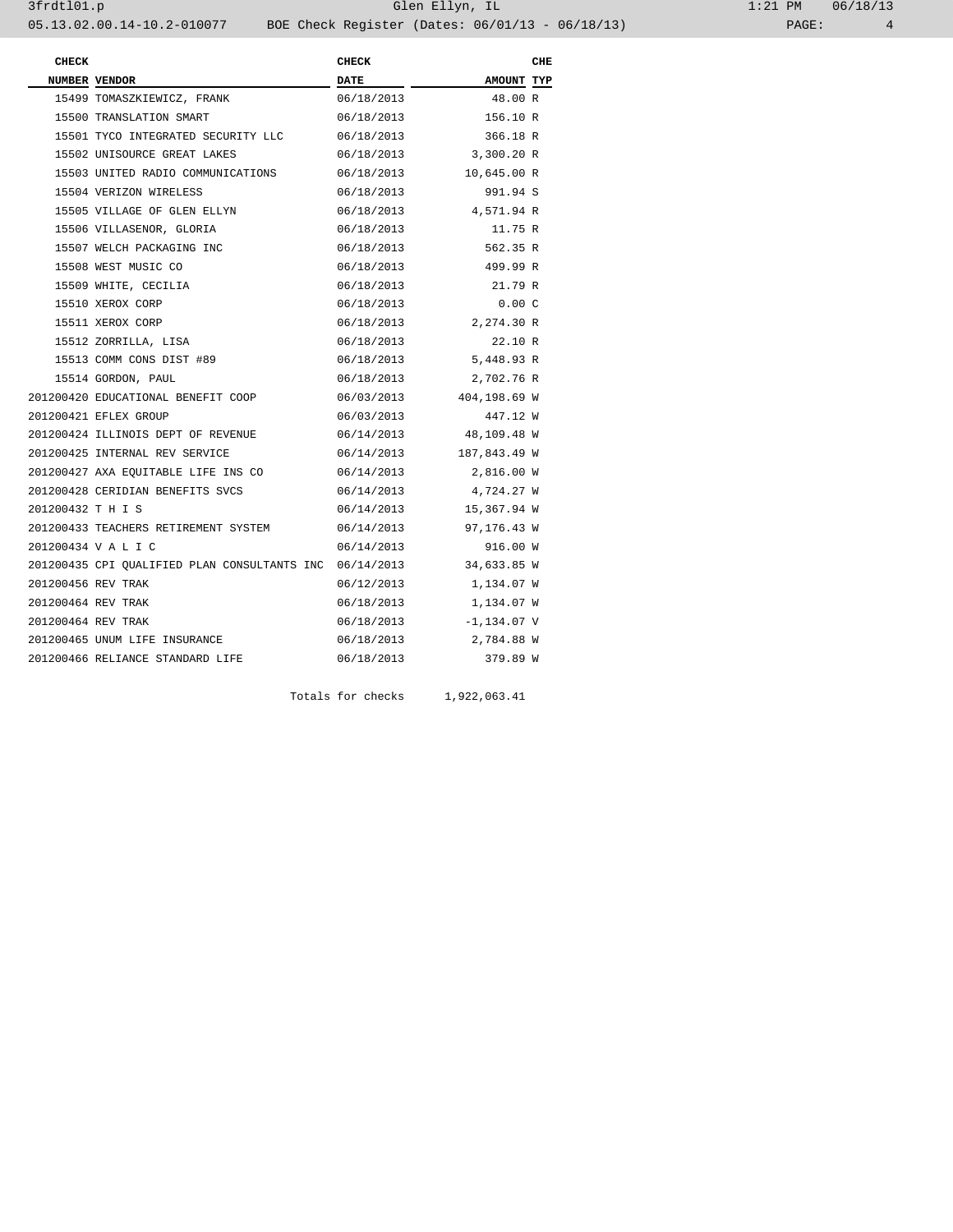| CHECK NUMBER | VENDOR | CHECK DATE | AMOUNT | CHE TYP |
|---|---|---|---|---|
| 15499 | TOMASZKIEWICZ, FRANK | 06/18/2013 | 48.00 | R |
| 15500 | TRANSLATION SMART | 06/18/2013 | 156.10 | R |
| 15501 | TYCO INTEGRATED SECURITY LLC | 06/18/2013 | 366.18 | R |
| 15502 | UNISOURCE GREAT LAKES | 06/18/2013 | 3,300.20 | R |
| 15503 | UNITED RADIO COMMUNICATIONS | 06/18/2013 | 10,645.00 | R |
| 15504 | VERIZON WIRELESS | 06/18/2013 | 991.94 | S |
| 15505 | VILLAGE OF GLEN ELLYN | 06/18/2013 | 4,571.94 | R |
| 15506 | VILLASENOR, GLORIA | 06/18/2013 | 11.75 | R |
| 15507 | WELCH PACKAGING INC | 06/18/2013 | 562.35 | R |
| 15508 | WEST MUSIC CO | 06/18/2013 | 499.99 | R |
| 15509 | WHITE, CECILIA | 06/18/2013 | 21.79 | R |
| 15510 | XEROX CORP | 06/18/2013 | 0.00 | C |
| 15511 | XEROX CORP | 06/18/2013 | 2,274.30 | R |
| 15512 | ZORRILLA, LISA | 06/18/2013 | 22.10 | R |
| 15513 | COMM CONS DIST #89 | 06/18/2013 | 5,448.93 | R |
| 15514 | GORDON, PAUL | 06/18/2013 | 2,702.76 | R |
| 201200420 | EDUCATIONAL BENEFIT COOP | 06/03/2013 | 404,198.69 | W |
| 201200421 | EFLEX GROUP | 06/03/2013 | 447.12 | W |
| 201200424 | ILLINOIS DEPT OF REVENUE | 06/14/2013 | 48,109.48 | W |
| 201200425 | INTERNAL REV SERVICE | 06/14/2013 | 187,843.49 | W |
| 201200427 | AXA EQUITABLE LIFE INS CO | 06/14/2013 | 2,816.00 | W |
| 201200428 | CERIDIAN BENEFITS SVCS | 06/14/2013 | 4,724.27 | W |
| 201200432 | T H I S | 06/14/2013 | 15,367.94 | W |
| 201200433 | TEACHERS RETIREMENT SYSTEM | 06/14/2013 | 97,176.43 | W |
| 201200434 | V A L I C | 06/14/2013 | 916.00 | W |
| 201200435 | CPI QUALIFIED PLAN CONSULTANTS INC | 06/14/2013 | 34,633.85 | W |
| 201200456 | REV TRAK | 06/12/2013 | 1,134.07 | W |
| 201200464 | REV TRAK | 06/18/2013 | 1,134.07 | W |
| 201200464 | REV TRAK | 06/18/2013 | -1,134.07 | V |
| 201200465 | UNUM LIFE INSURANCE | 06/18/2013 | 2,784.88 | W |
| 201200466 | RELIANCE STANDARD LIFE | 06/18/2013 | 379.89 | W |
| | | Totals for checks | 1,922,063.41 | |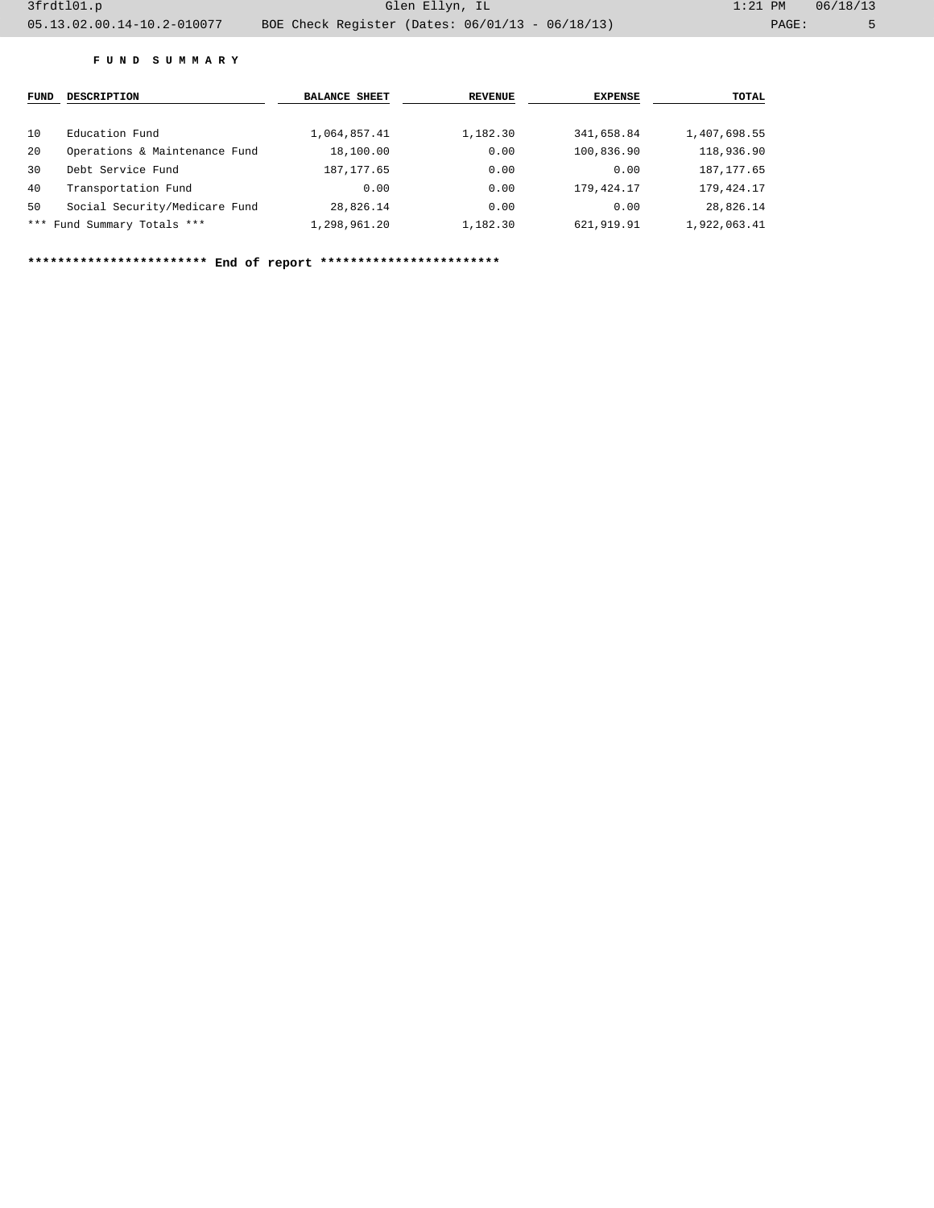**F U N D   S U M M A R Y**

| FUND | DESCRIPTION | BALANCE SHEET | REVENUE | EXPENSE | TOTAL |
|---|---|---|---|---|---|
| 10 | Education Fund | 1,064,857.41 | 1,182.30 | 341,658.84 | 1,407,698.55 |
| 20 | Operations & Maintenance Fund | 18,100.00 | 0.00 | 100,836.90 | 118,936.90 |
| 30 | Debt Service Fund | 187,177.65 | 0.00 | 0.00 | 187,177.65 |
| 40 | Transportation Fund | 0.00 | 0.00 | 179,424.17 | 179,424.17 |
| 50 | Social Security/Medicare Fund | 28,826.14 | 0.00 | 0.00 | 28,826.14 |
| *** Fund Summary Totals *** | | 1,298,961.20 | 1,182.30 | 621,919.91 | 1,922,063.41 |

************************ **End of report** ************************